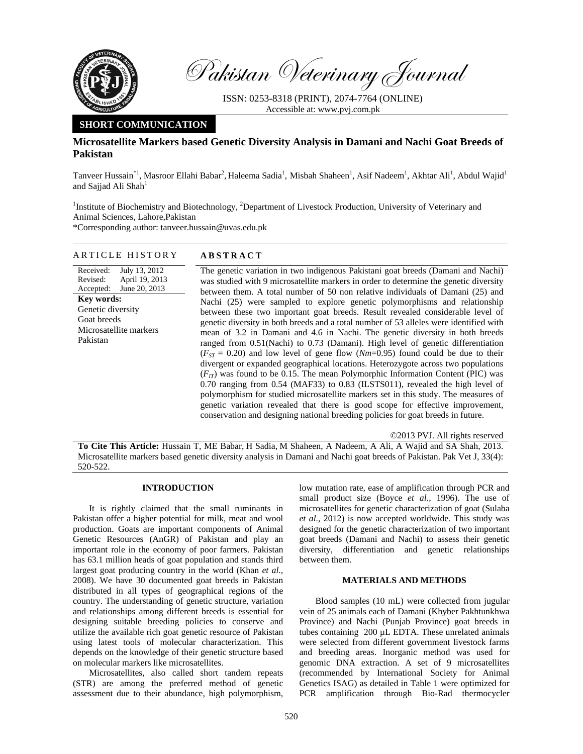Pakistan Veterinary Journal

ISSN: 0253-8318 (PRINT), 2074-7764 (ONLINE)
Accessible at: www.pvj.com.pk

**SHORT COMMUNICATION**

# Microsatellite Markers based Genetic Diversity Analysis in Damani and Nachi Goat Breeds of Pakistan

Tanveer Hussain*[1], Masroor Ellahi Babar[2], Haleema Sadia[1], Misbah Shaheen[1], Asif Nadeem[1], Akhtar Ali[1], Abdul Wajid[1] and Sajjad Ali Shah[1]

[1]Institute of Biochemistry and Biotechnology, [2]Department of Livestock Production, University of Veterinary and Animal Sciences, Lahore,Pakistan

*Corresponding author: tanveer.hussain@uvas.edu.pk

## ARTICLE HISTORY

Received: July 13, 2012
Revised: April 19, 2013
Accepted: June 20, 2013

**Key words:**
Genetic diversity
Goat breeds
Microsatellite markers
Pakistan

## ABSTRACT

The genetic variation in two indigenous Pakistani goat breeds (Damani and Nachi) was studied with 9 microsatellite markers in order to determine the genetic diversity between them. A total number of 50 non relative individuals of Damani (25) and Nachi (25) were sampled to explore genetic polymorphisms and relationship between these two important goat breeds. Result revealed considerable level of genetic diversity in both breeds and a total number of 53 alleles were identified with mean of 3.2 in Damani and 4.6 in Nachi. The genetic diversity in both breeds ranged from 0.51(Nachi) to 0.73 (Damani). High level of genetic differentiation ($F_{ST}$ = 0.20) and low level of gene flow (*Nm*=0.95) found could be due to their divergent or expanded geographical locations. Heterozygote across two populations ($F_{IT}$) was found to be 0.15. The mean Polymorphic Information Content (PIC) was 0.70 ranging from 0.54 (MAF33) to 0.83 (ILSTS011), revealed the high level of polymorphism for studied microsatellite markers set in this study. The measures of genetic variation revealed that there is good scope for effective improvement, conservation and designing national breeding policies for goat breeds in future.

©2013 PVJ. All rights reserved

**To Cite This Article:** Hussain T, ME Babar, H Sadia, M Shaheen, A Nadeem, A Ali, A Wajid and SA Shah, 2013. Microsatellite markers based genetic diversity analysis in Damani and Nachi goat breeds of Pakistan. Pak Vet J, 33(4): 520-522.

## INTRODUCTION

It is rightly claimed that the small ruminants in Pakistan offer a higher potential for milk, meat and wool production. Goats are important components of Animal Genetic Resources (AnGR) of Pakistan and play an important role in the economy of poor farmers. Pakistan has 63.1 million heads of goat population and stands third largest goat producing country in the world (Khan *et al.,* 2008). We have 30 documented goat breeds in Pakistan distributed in all types of geographical regions of the country. The understanding of genetic structure, variation and relationships among different breeds is essential for designing suitable breeding policies to conserve and utilize the available rich goat genetic resource of Pakistan using latest tools of molecular characterization. This depends on the knowledge of their genetic structure based on molecular markers like microsatellites.

Microsatellites, also called short tandem repeats (STR) are among the preferred method of genetic assessment due to their abundance, high polymorphism, low mutation rate, ease of amplification through PCR and small product size (Boyce *et al.,* 1996). The use of microsatellites for genetic characterization of goat (Sulaba *et al.,* 2012) is now accepted worldwide. This study was designed for the genetic characterization of two important goat breeds (Damani and Nachi) to assess their genetic diversity, differentiation and genetic relationships between them.

## MATERIALS AND METHODS

Blood samples (10 mL) were collected from jugular vein of 25 animals each of Damani (Khyber Pakhtunkhwa Province) and Nachi (Punjab Province) goat breeds in tubes containing 200 µL EDTA. These unrelated animals were selected from different government livestock farms and breeding areas. Inorganic method was used for genomic DNA extraction. A set of 9 microsatellites (recommended by International Society for Animal Genetics ISAG) as detailed in Table 1 were optimized for PCR amplification through Bio-Rad thermocycler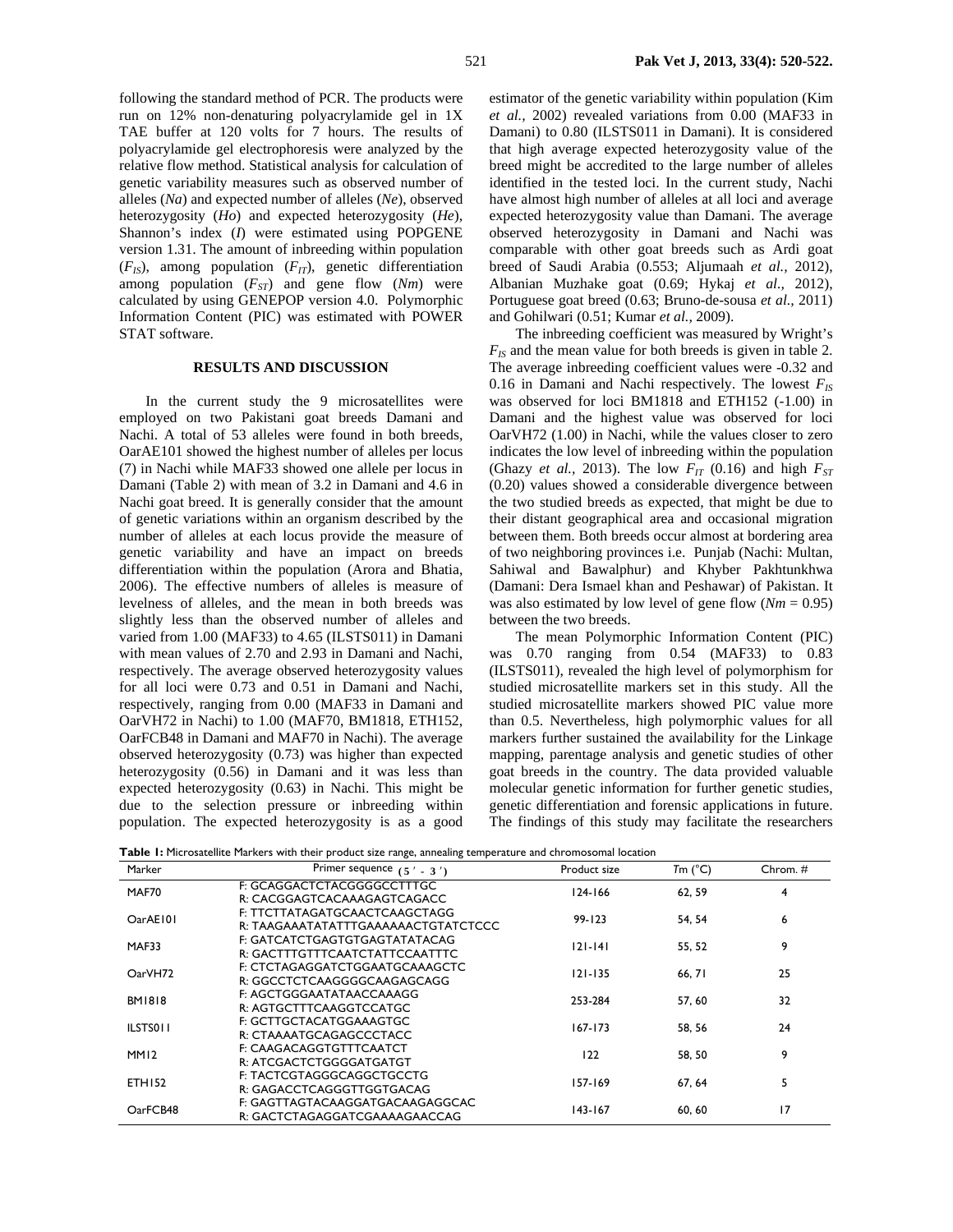following the standard method of PCR. The products were run on 12% non-denaturing polyacrylamide gel in 1X TAE buffer at 120 volts for 7 hours. The results of polyacrylamide gel electrophoresis were analyzed by the relative flow method. Statistical analysis for calculation of genetic variability measures such as observed number of alleles (*Na*) and expected number of alleles (*Ne*), observed heterozygosity (*Ho*) and expected heterozygosity (*He*), Shannon's index (*I*) were estimated using POPGENE version 1.31. The amount of inbreeding within population ($F_{IS}$), among population ($F_{IT}$), genetic differentiation among population ($F_{ST}$) and gene flow (*Nm*) were calculated by using GENEPOP version 4.0. Polymorphic Information Content (PIC) was estimated with POWER STAT software.

## RESULTS AND DISCUSSION

In the current study the 9 microsatellites were employed on two Pakistani goat breeds Damani and Nachi. A total of 53 alleles were found in both breeds, OarAE101 showed the highest number of alleles per locus (7) in Nachi while MAF33 showed one allele per locus in Damani (Table 2) with mean of 3.2 in Damani and 4.6 in Nachi goat breed. It is generally consider that the amount of genetic variations within an organism described by the number of alleles at each locus provide the measure of genetic variability and have an impact on breeds differentiation within the population (Arora and Bhatia, 2006). The effective numbers of alleles is measure of levelness of alleles, and the mean in both breeds was slightly less than the observed number of alleles and varied from 1.00 (MAF33) to 4.65 (ILSTS011) in Damani with mean values of 2.70 and 2.93 in Damani and Nachi, respectively. The average observed heterozygosity values for all loci were 0.73 and 0.51 in Damani and Nachi, respectively, ranging from 0.00 (MAF33 in Damani and OarVH72 in Nachi) to 1.00 (MAF70, BM1818, ETH152, OarFCB48 in Damani and MAF70 in Nachi). The average observed heterozygosity (0.73) was higher than expected heterozygosity (0.56) in Damani and it was less than expected heterozygosity (0.63) in Nachi. This might be due to the selection pressure or inbreeding within population. The expected heterozygosity is as a good estimator of the genetic variability within population (Kim *et al.,* 2002) revealed variations from 0.00 (MAF33 in Damani) to 0.80 (ILSTS011 in Damani). It is considered that high average expected heterozygosity value of the breed might be accredited to the large number of alleles identified in the tested loci. In the current study, Nachi have almost high number of alleles at all loci and average expected heterozygosity value than Damani. The average observed heterozygosity in Damani and Nachi was comparable with other goat breeds such as Ardi goat breed of Saudi Arabia (0.553; Aljumaah *et al.,* 2012), Albanian Muzhake goat (0.69; Hykaj *et al.,* 2012), Portuguese goat breed (0.63; Bruno-de-sousa *et al.,* 2011) and Gohilwari (0.51; Kumar *et al.,* 2009).

The inbreeding coefficient was measured by Wright's $F_{IS}$ and the mean value for both breeds is given in table 2. The average inbreeding coefficient values were -0.32 and 0.16 in Damani and Nachi respectively. The lowest $F_{IS}$ was observed for loci BM1818 and ETH152 (-1.00) in Damani and the highest value was observed for loci OarVH72 (1.00) in Nachi, while the values closer to zero indicates the low level of inbreeding within the population (Ghazy *et al.,* 2013). The low $F_{IT}$ (0.16) and high $F_{ST}$ (0.20) values showed a considerable divergence between the two studied breeds as expected, that might be due to their distant geographical area and occasional migration between them. Both breeds occur almost at bordering area of two neighboring provinces i.e. Punjab (Nachi: Multan, Sahiwal and Bawalphur) and Khyber Pakhtunkhwa (Damani: Dera Ismael khan and Peshawar) of Pakistan. It was also estimated by low level of gene flow (*Nm* = 0.95) between the two breeds.

The mean Polymorphic Information Content (PIC) was 0.70 ranging from 0.54 (MAF33) to 0.83 (ILSTS011), revealed the high level of polymorphism for studied microsatellite markers set in this study. All the studied microsatellite markers showed PIC value more than 0.5. Nevertheless, high polymorphic values for all markers further sustained the availability for the Linkage mapping, parentage analysis and genetic studies of other goat breeds in the country. The data provided valuable molecular genetic information for further genetic studies, genetic differentiation and forensic applications in future. The findings of this study may facilitate the researchers

**Table 1:** Microsatellite Markers with their product size range, annealing temperature and chromosomal location

| Marker | Primer sequence (5′ - 3′) | Product size | *Tm* (°C) | Chrom. # |
|---|---|---|---|---|
| MAF70 | F: GCAGGACTCTACGGGGCCTTTGC<br>R: CACGGAGTCACAAAGAGTCAGACC | 124-166 | 62, 59 | 4 |
| OarAE101 | F: TTCTTATAGATGCAACTCAAGCTAGG<br>R: TAAGAAATATATTTGAAAAAACTGTATCTCCC | 99-123 | 54, 54 | 6 |
| MAF33 | F: GATCATCTGAGTGTGAGTATATACAG<br>R: GACTTTGTTTCAATCTATTCCAATTTC | 121-141 | 55, 52 | 9 |
| OarVH72 | F: CTCTAGAGGATCTGGAATGCAAAGCTC<br>R: GGCCTCTCAAGGGGCAAGAGCAGG | 121-135 | 66, 71 | 25 |
| BM1818 | F: AGCTGGGAATATAACCAAAGG<br>R: AGTGCTTTCAAGGTCCATGC | 253-284 | 57, 60 | 32 |
| ILSTS011 | F: GCTTGCTACATGGAAAGTGC<br>R: CTAAAATGCAGAGCCCTACC | 167-173 | 58, 56 | 24 |
| MM12 | F: CAAGACAGGTGTTTCAATCT<br>R: ATCGACTCTGGGGATGATGT | 122 | 58, 50 | 9 |
| ETH152 | F: TACTCGTAGGGCAGGCTGCCTG<br>R: GAGACCTCAGGGTTGGTGACAG | 157-169 | 67, 64 | 5 |
| OarFCB48 | F: GAGTTAGTACAAGGATGACAAGAGGCAC<br>R: GACTCTAGAGGATCGAAAAGAACCAG | 143-167 | 60, 60 | 17 |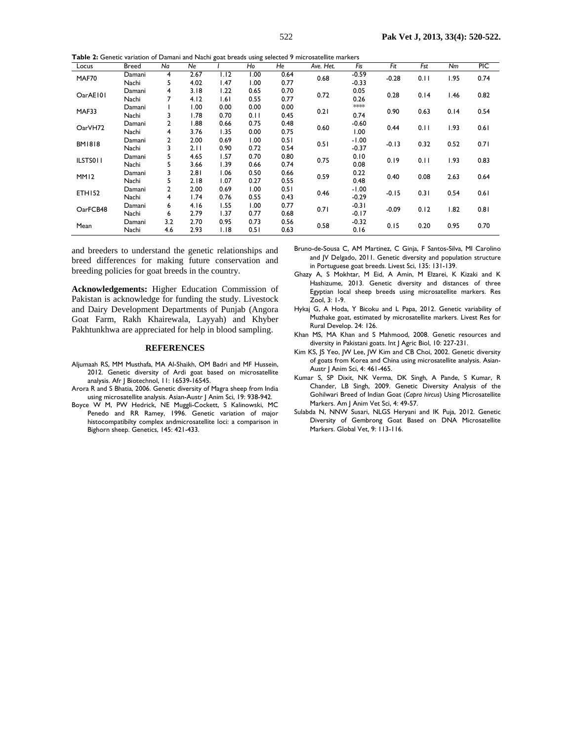**Table 2:** Genetic variation of Damani and Nachi goat breads using selected 9 microsatellite markers

| Locus | Breed | Na | Ne | I | Ho | He | Ave. Het. | Fis | Fit | Fst | Nm | PIC |
|---|---|---|---|---|---|---|---|---|---|---|---|---|
| MAF70 | Damani | 4 | 2.67 | 1.12 | 1.00 | 0.64 | 0.68 | -0.59 | -0.28 | 0.11 | 1.95 | 0.74 |
| | Nachi | 5 | 4.02 | 1.47 | 1.00 | 0.77 | | -0.33 | | | | |
| OarAE101 | Damani | 4 | 3.18 | 1.22 | 0.65 | 0.70 | 0.72 | 0.05 | 0.28 | 0.14 | 1.46 | 0.82 |
| | Nachi | 7 | 4.12 | 1.61 | 0.55 | 0.77 | | 0.26 | | | | |
| MAF33 | Damani | 1 | 1.00 | 0.00 | 0.00 | 0.00 | 0.21 | **** | 0.90 | 0.63 | 0.14 | 0.54 |
| | Nachi | 3 | 1.78 | 0.70 | 0.11 | 0.45 | | 0.74 | | | | |
| OarVH72 | Damani | 2 | 1.88 | 0.66 | 0.75 | 0.48 | 0.60 | -0.60 | 0.44 | 0.11 | 1.93 | 0.61 |
| | Nachi | 4 | 3.76 | 1.35 | 0.00 | 0.75 | | 1.00 | | | | |
| BM1818 | Damani | 2 | 2.00 | 0.69 | 1.00 | 0.51 | 0.51 | -1.00 | -0.13 | 0.32 | 0.52 | 0.71 |
| | Nachi | 3 | 2.11 | 0.90 | 0.72 | 0.54 | | -0.37 | | | | |
| ILSTS011 | Damani | 5 | 4.65 | 1.57 | 0.70 | 0.80 | 0.75 | 0.10 | 0.19 | 0.11 | 1.93 | 0.83 |
| | Nachi | 5 | 3.66 | 1.39 | 0.66 | 0.74 | | 0.08 | | | | |
| MM12 | Damani | 3 | 2.81 | 1.06 | 0.50 | 0.66 | 0.59 | 0.22 | 0.40 | 0.08 | 2.63 | 0.64 |
| | Nachi | 5 | 2.18 | 1.07 | 0.27 | 0.55 | | 0.48 | | | | |
| ETH152 | Damani | 2 | 2.00 | 0.69 | 1.00 | 0.51 | 0.46 | -1.00 | -0.15 | 0.31 | 0.54 | 0.61 |
| | Nachi | 4 | 1.74 | 0.76 | 0.55 | 0.43 | | -0.29 | | | | |
| OarFCB48 | Damani | 6 | 4.16 | 1.55 | 1.00 | 0.77 | 0.71 | -0.31 | -0.09 | 0.12 | 1.82 | 0.81 |
| | Nachi | 6 | 2.79 | 1.37 | 0.77 | 0.68 | | -0.17 | | | | |
| Mean | Damani | 3.2 | 2.70 | 0.95 | 0.73 | 0.56 | 0.58 | -0.32 | 0.15 | 0.20 | 0.95 | 0.70 |
| | Nachi | 4.6 | 2.93 | 1.18 | 0.51 | 0.63 | | 0.16 | | | | |

and breeders to understand the genetic relationships and breed differences for making future conservation and breeding policies for goat breeds in the country.

**Acknowledgements:** Higher Education Commission of Pakistan is acknowledge for funding the study. Livestock and Dairy Development Departments of Punjab (Angora Goat Farm, Rakh Khairewala, Layyah) and Khyber Pakhtunkhwa are appreciated for help in blood sampling.

## REFERENCES

Aljumaah RS, MM Musthafa, MA Al-Shaikh, OM Badri and MF Hussein, 2012. Genetic diversity of Ardi goat based on microsatellite analysis. Afr J Biotechnol, 11: 16539-16545.

Arora R and S Bhatia, 2006. Genetic diversity of Magra sheep from India using microsatellite analysis. Asian-Austr J Anim Sci, 19: 938-942.

Boyce W M, PW Hedrick, NE Muggli-Cockett, S Kalinowski, MC Penedo and RR Ramey, 1996. Genetic variation of major histocompatibilty complex andmicrosatellite loci: a comparison in Bighorn sheep. Genetics, 145: 421-433.

Bruno-de-Sousa C, AM Martinez, C Ginja, F Santos-Silva, MI Carolino and JV Delgado, 2011. Genetic diversity and population structure in Portuguese goat breeds. Livest Sci, 135: 131-139.

Ghazy A, S Mokhtar, M Eid, A Amin, M Elzarei, K Kizaki and K Hashizume, 2013. Genetic diversity and distances of three Egyptian local sheep breeds using microsatellite markers. Res Zool, 3: 1-9.

Hykaj G, A Hoda, Y Bicoku and L Papa, 2012. Genetic variability of Muzhake goat, estimated by microsatellite markers. Livest Res for Rural Develop. 24: 126.

Khan MS, MA Khan and S Mahmood, 2008. Genetic resources and diversity in Pakistani goats. Int J Agric Biol, 10: 227-231.

Kim KS, JS Yeo, JW Lee, JW Kim and CB Choi, 2002. Genetic diversity of goats from Korea and China using microsatellite analysis. Asian-Austr J Anim Sci, 4: 461-465.

Kumar S, SP Dixit, NK Verma, DK Singh, A Pande, S Kumar, R Chander, LB Singh, 2009. Genetic Diversity Analysis of the Gohilwari Breed of Indian Goat (*Capra hircus*) Using Microsatellite Markers. Am J Anim Vet Sci, 4: 49-57.

Sulabda N, NNW Susari, NLGS Heryani and IK Puja, 2012. Genetic Diversity of Gembrong Goat Based on DNA Microsatellite Markers. Global Vet, 9: 113-116.